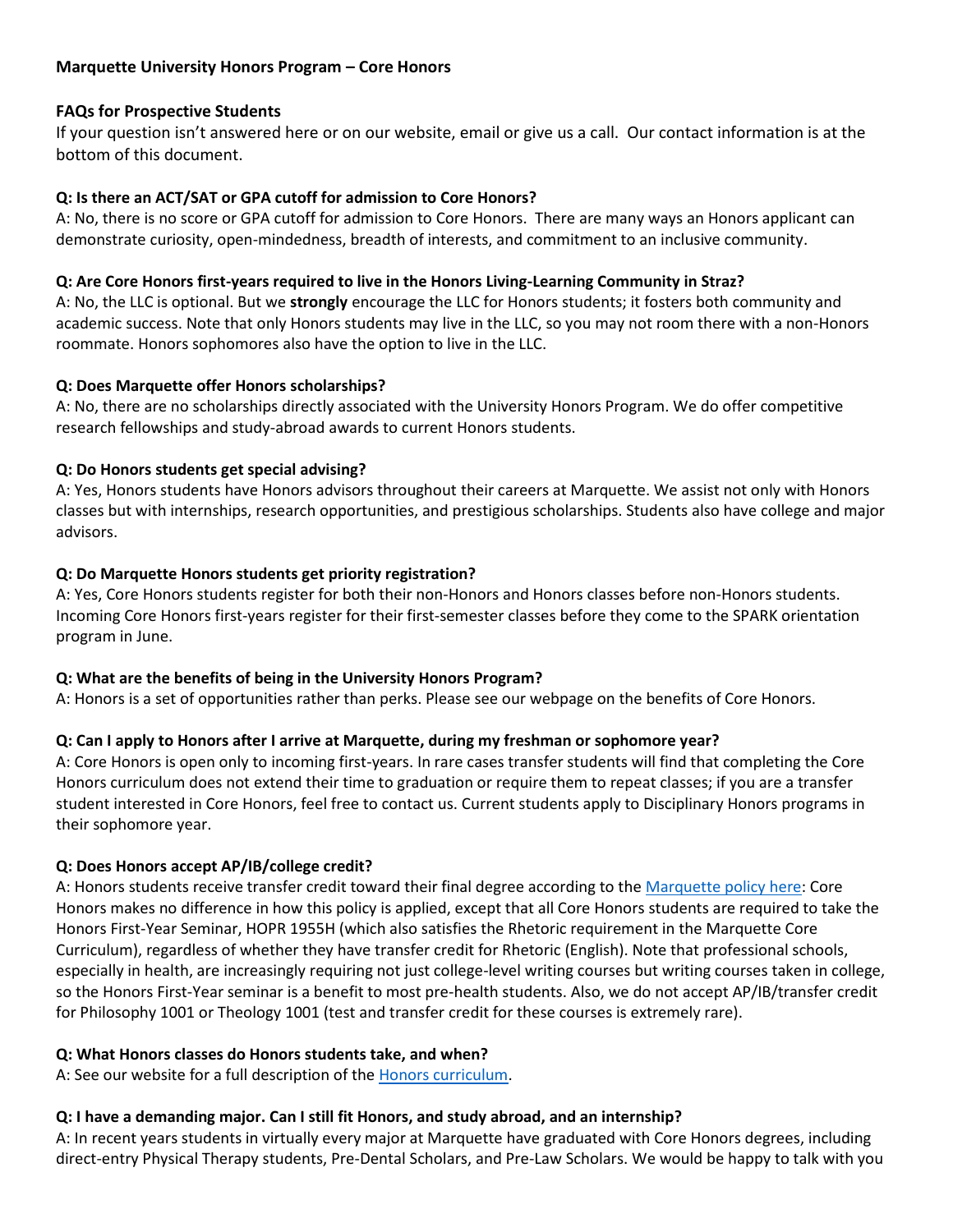**Marquette University Honors Program – Core Honors**

**FAQs for Prospective Students**

If your question isn't answered here or on our website, email or give us a call. Our contact information is at the bottom of this document.

**Q: Is there an ACT/SAT or GPA cutoff for admission to Core Honors?**

A: No, there is no score or GPA cutoff for admission to Core Honors. There are many ways an Honors applicant can demonstrate curiosity, open-mindedness, breadth of interests, and commitment to an inclusive community.

**Q: Are Core Honors first-years required to live in the Honors Living-Learning Community in Straz?**

A: No, the LLC is optional. But we **strongly** encourage the LLC for Honors students; it fosters both community and academic success. Note that only Honors students may live in the LLC, so you may not room there with a non-Honors roommate. Honors sophomores also have the option to live in the LLC.

**Q: Does Marquette offer Honors scholarships?**

A: No, there are no scholarships directly associated with the University Honors Program. We do offer competitive research fellowships and study-abroad awards to current Honors students.

**Q: Do Honors students get special advising?**

A: Yes, Honors students have Honors advisors throughout their careers at Marquette. We assist not only with Honors classes but with internships, research opportunities, and prestigious scholarships. Students also have college and major advisors.

**Q: Do Marquette Honors students get priority registration?**

A: Yes, Core Honors students register for both their non-Honors and Honors classes before non-Honors students. Incoming Core Honors first-years register for their first-semester classes before they come to the SPARK orientation program in June.

**Q: What are the benefits of being in the University Honors Program?**

A: Honors is a set of opportunities rather than perks. Please see our webpage on the benefits of Core Honors.

**Q: Can I apply to Honors after I arrive at Marquette, during my freshman or sophomore year?**

A: Core Honors is open only to incoming first-years. In rare cases transfer students will find that completing the Core Honors curriculum does not extend their time to graduation or require them to repeat classes; if you are a transfer student interested in Core Honors, feel free to contact us. Current students apply to Disciplinary Honors programs in their sophomore year.

**Q: Does Honors accept AP/IB/college credit?**

A: Honors students receive transfer credit toward their final degree according to the Marquette policy here: Core Honors makes no difference in how this policy is applied, except that all Core Honors students are required to take the Honors First-Year Seminar, HOPR 1955H (which also satisfies the Rhetoric requirement in the Marquette Core Curriculum), regardless of whether they have transfer credit for Rhetoric (English). Note that professional schools, especially in health, are increasingly requiring not just college-level writing courses but writing courses taken in college, so the Honors First-Year seminar is a benefit to most pre-health students. Also, we do not accept AP/IB/transfer credit for Philosophy 1001 or Theology 1001 (test and transfer credit for these courses is extremely rare).

**Q: What Honors classes do Honors students take, and when?**

A: See our website for a full description of the Honors curriculum.

**Q: I have a demanding major. Can I still fit Honors, and study abroad, and an internship?**

A: In recent years students in virtually every major at Marquette have graduated with Core Honors degrees, including direct-entry Physical Therapy students, Pre-Dental Scholars, and Pre-Law Scholars. We would be happy to talk with you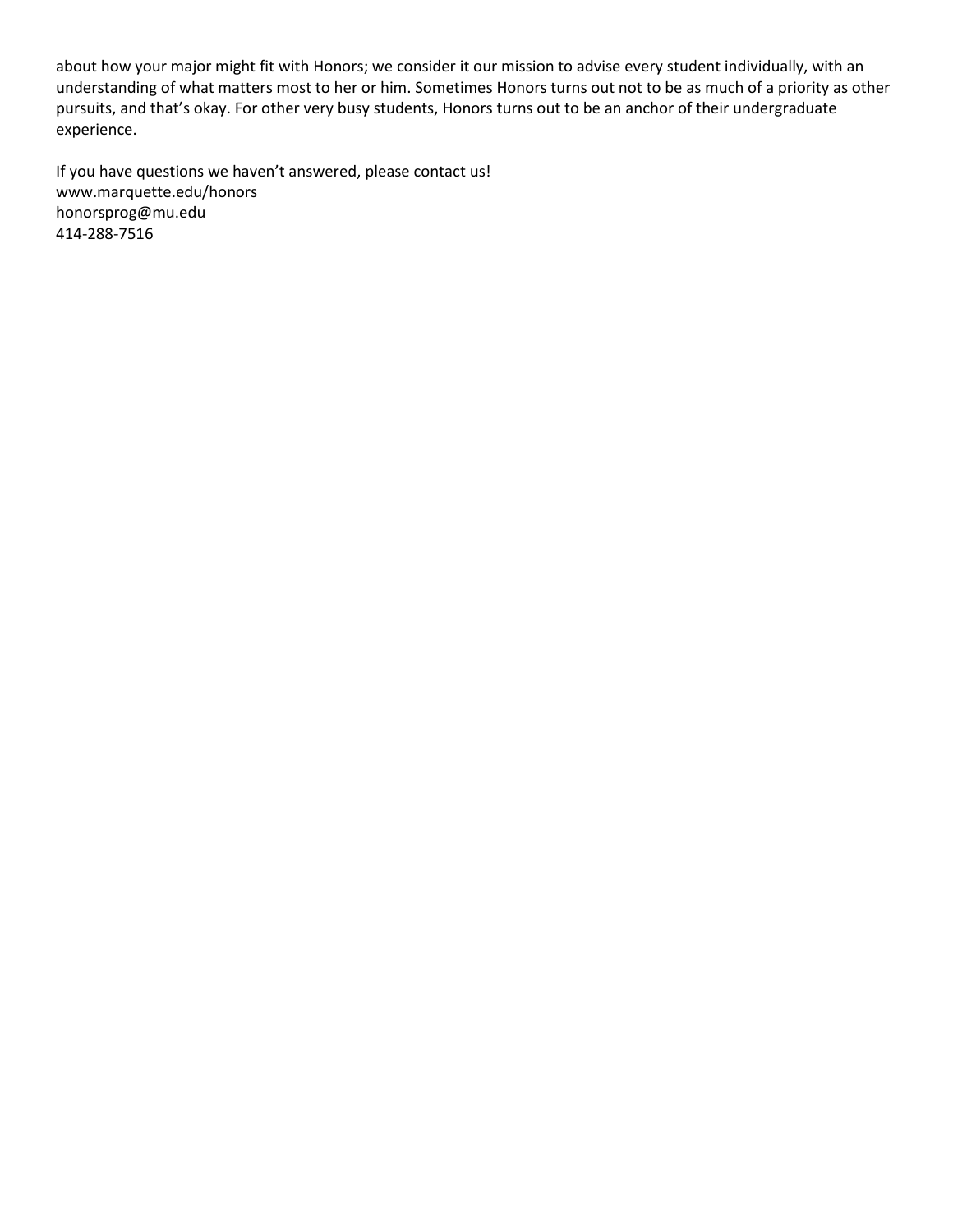about how your major might fit with Honors; we consider it our mission to advise every student individually, with an understanding of what matters most to her or him. Sometimes Honors turns out not to be as much of a priority as other pursuits, and that's okay. For other very busy students, Honors turns out to be an anchor of their undergraduate experience.

If you have questions we haven't answered, please contact us!
www.marquette.edu/honors
honorsprog@mu.edu
414-288-7516